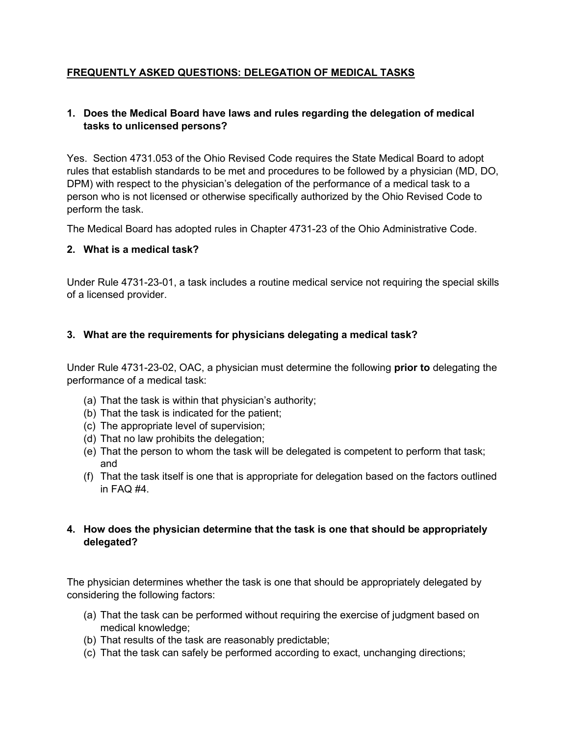# FREQUENTLY ASKED QUESTIONS: DELEGATION OF MEDICAL TASKS

## 1. Does the Medical Board have laws and rules regarding the delegation of medical tasks to unlicensed persons?

Yes. Section 4731.053 of the Ohio Revised Code requires the State Medical Board to adopt rules that establish standards to be met and procedures to be followed by a physician (MD, DO, DPM) with respect to the physician's delegation of the performance of a medical task to a person who is not licensed or otherwise specifically authorized by the Ohio Revised Code to perform the task.

The Medical Board has adopted rules in Chapter 4731-23 of the Ohio Administrative Code.

## 2. What is a medical task?

Under Rule 4731-23-01, a task includes a routine medical service not requiring the special skills of a licensed provider.

## 3. What are the requirements for physicians delegating a medical task?

Under Rule 4731-23-02, OAC, a physician must determine the following **prior to** delegating the performance of a medical task:

(a) That the task is within that physician's authority;
(b) That the task is indicated for the patient;
(c) The appropriate level of supervision;
(d) That no law prohibits the delegation;
(e) That the person to whom the task will be delegated is competent to perform that task; and
(f) That the task itself is one that is appropriate for delegation based on the factors outlined in FAQ #4.

## 4. How does the physician determine that the task is one that should be appropriately delegated?

The physician determines whether the task is one that should be appropriately delegated by considering the following factors:

(a) That the task can be performed without requiring the exercise of judgment based on medical knowledge;
(b) That results of the task are reasonably predictable;
(c) That the task can safely be performed according to exact, unchanging directions;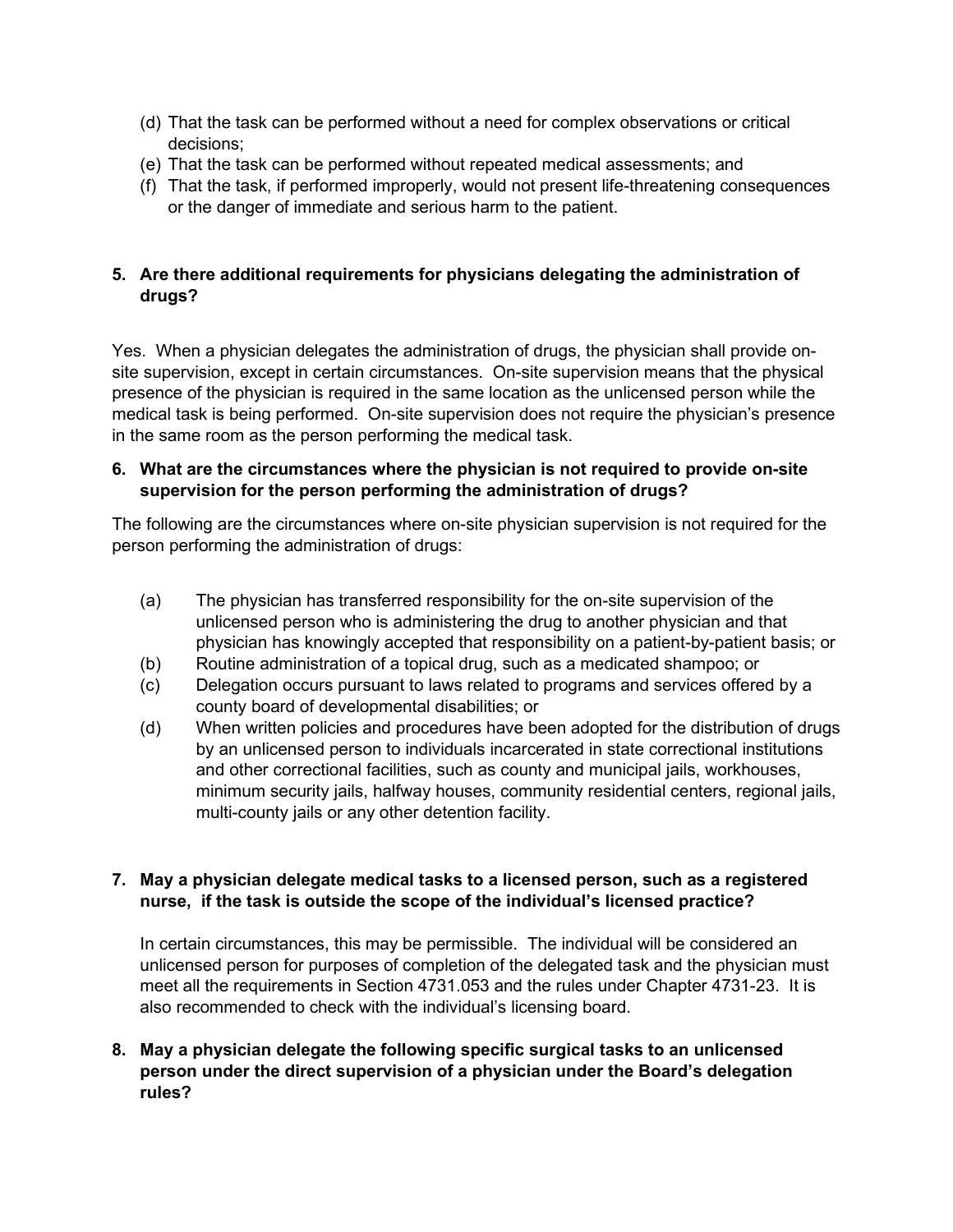(d) That the task can be performed without a need for complex observations or critical decisions;
(e) That the task can be performed without repeated medical assessments; and
(f) That the task, if performed improperly, would not present life-threatening consequences or the danger of immediate and serious harm to the patient.

**5. Are there additional requirements for physicians delegating the administration of drugs?**

Yes. When a physician delegates the administration of drugs, the physician shall provide on-site supervision, except in certain circumstances. On-site supervision means that the physical presence of the physician is required in the same location as the unlicensed person while the medical task is being performed. On-site supervision does not require the physician's presence in the same room as the person performing the medical task.

**6. What are the circumstances where the physician is not required to provide on-site supervision for the person performing the administration of drugs?**

The following are the circumstances where on-site physician supervision is not required for the person performing the administration of drugs:

(a) The physician has transferred responsibility for the on-site supervision of the unlicensed person who is administering the drug to another physician and that physician has knowingly accepted that responsibility on a patient-by-patient basis; or
(b) Routine administration of a topical drug, such as a medicated shampoo; or
(c) Delegation occurs pursuant to laws related to programs and services offered by a county board of developmental disabilities; or
(d) When written policies and procedures have been adopted for the distribution of drugs by an unlicensed person to individuals incarcerated in state correctional institutions and other correctional facilities, such as county and municipal jails, workhouses, minimum security jails, halfway houses, community residential centers, regional jails, multi-county jails or any other detention facility.

**7. May a physician delegate medical tasks to a licensed person, such as a registered nurse, if the task is outside the scope of the individual's licensed practice?**

In certain circumstances, this may be permissible. The individual will be considered an unlicensed person for purposes of completion of the delegated task and the physician must meet all the requirements in Section 4731.053 and the rules under Chapter 4731-23. It is also recommended to check with the individual's licensing board.

**8. May a physician delegate the following specific surgical tasks to an unlicensed person under the direct supervision of a physician under the Board's delegation rules?**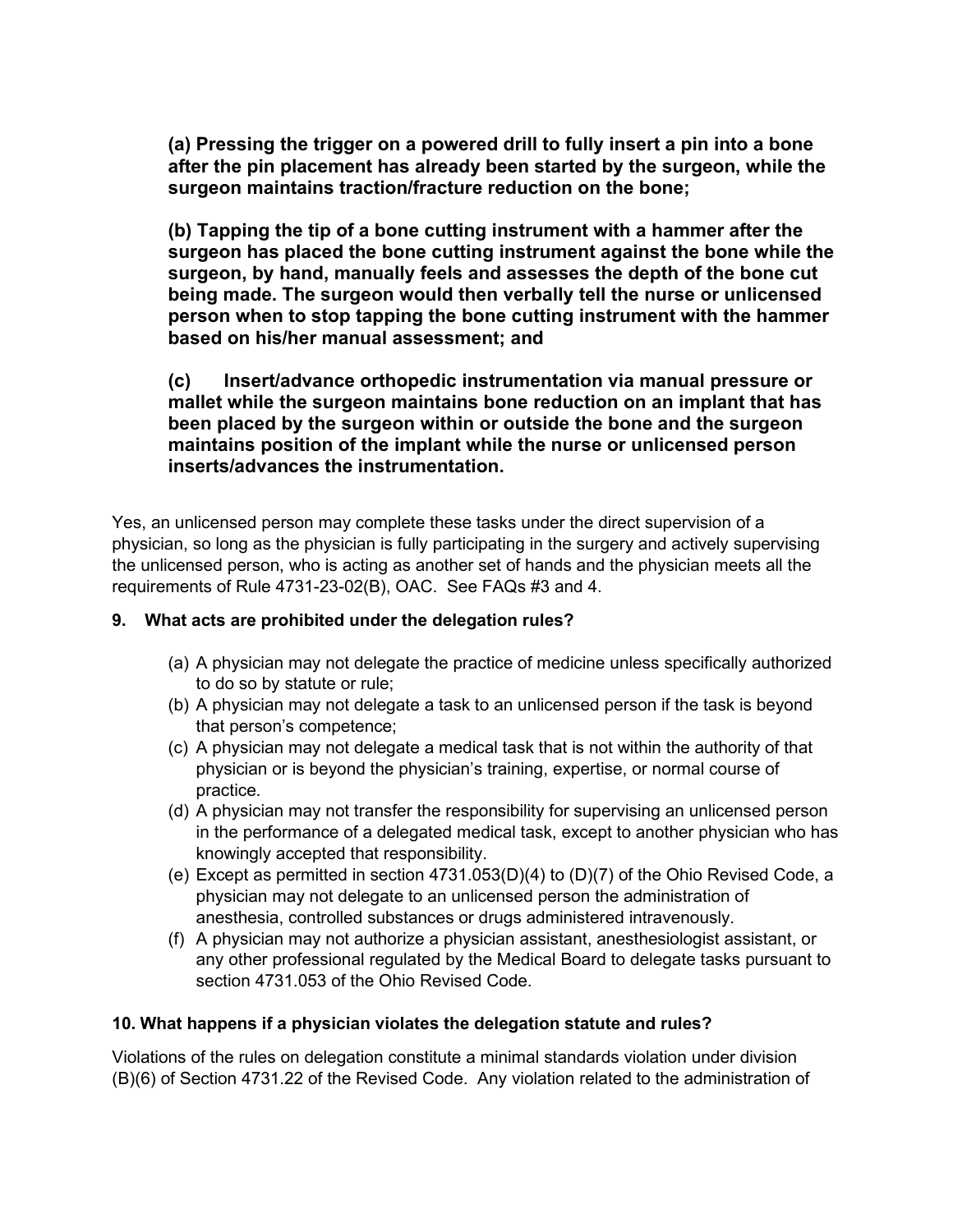**(a) Pressing the trigger on a powered drill to fully insert a pin into a bone after the pin placement has already been started by the surgeon, while the surgeon maintains traction/fracture reduction on the bone;**

**(b) Tapping the tip of a bone cutting instrument with a hammer after the surgeon has placed the bone cutting instrument against the bone while the surgeon, by hand, manually feels and assesses the depth of the bone cut being made. The surgeon would then verbally tell the nurse or unlicensed person when to stop tapping the bone cutting instrument with the hammer based on his/her manual assessment; and**

**(c) Insert/advance orthopedic instrumentation via manual pressure or mallet while the surgeon maintains bone reduction on an implant that has been placed by the surgeon within or outside the bone and the surgeon maintains position of the implant while the nurse or unlicensed person inserts/advances the instrumentation.**

Yes, an unlicensed person may complete these tasks under the direct supervision of a physician, so long as the physician is fully participating in the surgery and actively supervising the unlicensed person, who is acting as another set of hands and the physician meets all the requirements of Rule 4731-23-02(B), OAC. See FAQs #3 and 4.

### 9. What acts are prohibited under the delegation rules?

(a) A physician may not delegate the practice of medicine unless specifically authorized to do so by statute or rule;

(b) A physician may not delegate a task to an unlicensed person if the task is beyond that person's competence;

(c) A physician may not delegate a medical task that is not within the authority of that physician or is beyond the physician's training, expertise, or normal course of practice.

(d) A physician may not transfer the responsibility for supervising an unlicensed person in the performance of a delegated medical task, except to another physician who has knowingly accepted that responsibility.

(e) Except as permitted in section 4731.053(D)(4) to (D)(7) of the Ohio Revised Code, a physician may not delegate to an unlicensed person the administration of anesthesia, controlled substances or drugs administered intravenously.

(f) A physician may not authorize a physician assistant, anesthesiologist assistant, or any other professional regulated by the Medical Board to delegate tasks pursuant to section 4731.053 of the Ohio Revised Code.

### 10. What happens if a physician violates the delegation statute and rules?

Violations of the rules on delegation constitute a minimal standards violation under division (B)(6) of Section 4731.22 of the Revised Code. Any violation related to the administration of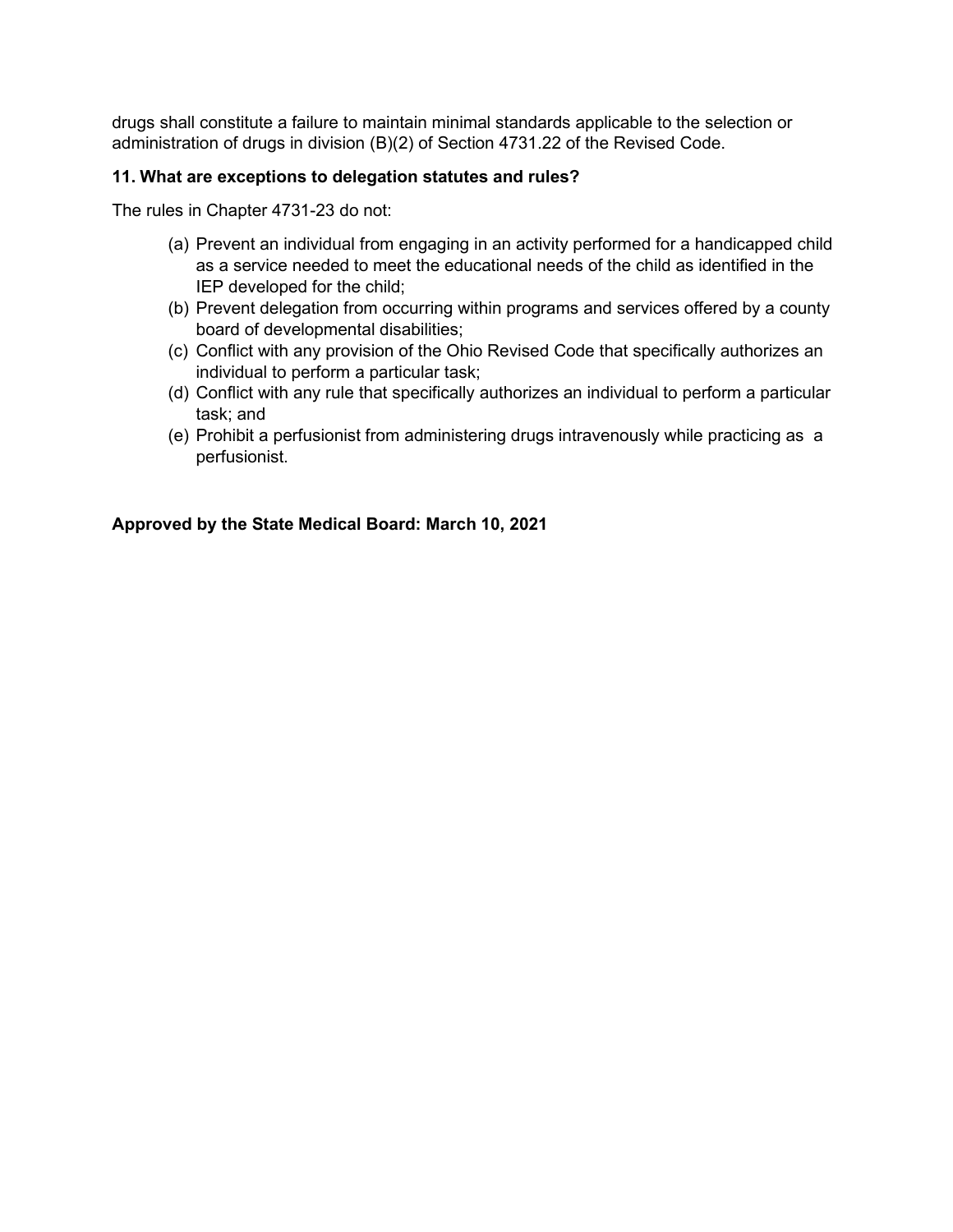drugs shall constitute a failure to maintain minimal standards applicable to the selection or administration of drugs in division (B)(2) of Section 4731.22 of the Revised Code.

**11. What are exceptions to delegation statutes and rules?**

The rules in Chapter 4731-23 do not:

(a) Prevent an individual from engaging in an activity performed for a handicapped child as a service needed to meet the educational needs of the child as identified in the IEP developed for the child;
(b) Prevent delegation from occurring within programs and services offered by a county board of developmental disabilities;
(c) Conflict with any provision of the Ohio Revised Code that specifically authorizes an individual to perform a particular task;
(d) Conflict with any rule that specifically authorizes an individual to perform a particular task; and
(e) Prohibit a perfusionist from administering drugs intravenously while practicing as a perfusionist.

**Approved by the State Medical Board: March 10, 2021**